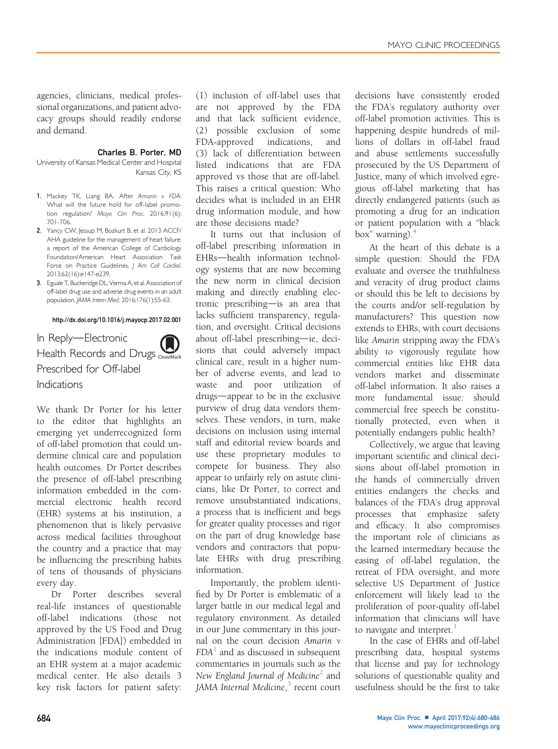agencies, clinicians, medical professional organizations, and patient advocacy groups should readily endorse and demand.

**Charles B. Porter, MD**
University of Kansas Medical Center and Hospital
Kansas City, KS

1. Mackey TK, Liang BA. After *Amarin v FDA*: What will the future hold for off-label promotion regulation? *Mayo Clin Proc.* 2016;91(6):701-706.
2. Yancy CW, Jessup M, Bozkurt B, et al. 2013 ACCF/AHA guideline for the management of heart failure: a report of the American College of Cardiology Foundation/American Heart Association Task Force on Practice Guidelines. *J Am Coll Cardiol.* 2013;62(16):e147-e239.
3. Eguale T, Buckeridge DL, Verma A, et al. Association of off-label drug use and adverse drug events in an adult population. *JAMA Intern Med.* 2016;176(1):55-63.

http://dx.doi.org/10.1016/j.mayocp.2017.02.001

## In Reply—Electronic Health Records and Drugs Prescribed for Off-label Indications

We thank Dr Porter for his letter to the editor that highlights an emerging yet underrecognized form of off-label promotion that could undermine clinical care and population health outcomes. Dr Porter describes the presence of off-label prescribing information embedded in the commercial electronic health record (EHR) systems at his institution, a phenomenon that is likely pervasive across medical facilities throughout the country and a practice that may be influencing the prescribing habits of tens of thousands of physicians every day.

Dr Porter describes several real-life instances of questionable off-label indications (those not approved by the US Food and Drug Administration [FDA]) embedded in the indications module content of an EHR system at a major academic medical center. He also details 3 key risk factors for patient safety: (1) inclusion of off-label uses that are not approved by the FDA and that lack sufficient evidence, (2) possible exclusion of some FDA-approved indications, and (3) lack of differentiation between listed indications that are FDA approved vs those that are off-label. This raises a critical question: Who decides what is included in an EHR drug information module, and how are those decisions made?

It turns out that inclusion of off-label prescribing information in EHRs—health information technology systems that are now becoming the new norm in clinical decision making and directly enabling electronic prescribing—is an area that lacks sufficient transparency, regulation, and oversight. Critical decisions about off-label prescribing—ie, decisions that could adversely impact clinical care, result in a higher number of adverse events, and lead to waste and poor utilization of drugs—appear to be in the exclusive purview of drug data vendors themselves. These vendors, in turn, make decisions on inclusion using internal staff and editorial review boards and use these proprietary modules to compete for business. They also appear to unfairly rely on astute clinicians, like Dr Porter, to correct and remove unsubstantiated indications, a process that is inefficient and begs for greater quality processes and rigor on the part of drug knowledge base vendors and contractors that populate EHRs with drug prescribing information.

Importantly, the problem identified by Dr Porter is emblematic of a larger battle in our medical legal and regulatory environment. As detailed in our June commentary in this journal on the court decision *Amarin v FDA*[1] and as discussed in subsequent commentaries in journals such as the *New England Journal of Medicine*[2] and *JAMA Internal Medicine*,[3] recent court decisions have consistently eroded the FDA's regulatory authority over off-label promotion activities. This is happening despite hundreds of millions of dollars in off-label fraud and abuse settlements successfully prosecuted by the US Department of Justice, many of which involved egregious off-label marketing that has directly endangered patients (such as promoting a drug for an indication or patient population with a "black box" warning).[4]

At the heart of this debate is a simple question: Should the FDA evaluate and oversee the truthfulness and veracity of drug product claims or should this be left to decisions by the courts and/or self-regulation by manufacturers? This question now extends to EHRs, with court decisions like *Amarin* stripping away the FDA's ability to vigorously regulate how commercial entities like EHR data vendors market and disseminate off-label information. It also raises a more fundamental issue: should commercial free speech be constitutionally protected, even when it potentially endangers public health?

Collectively, we argue that leaving important scientific and clinical decisions about off-label promotion in the hands of commercially driven entities endangers the checks and balances of the FDA's drug approval processes that emphasize safety and efficacy. It also compromises the important role of clinicians as the learned intermediary because the easing of off-label regulation, the retreat of FDA oversight, and more selective US Department of Justice enforcement will likely lead to the proliferation of poor-quality off-label information that clinicians will have to navigate and interpret.[1]

In the case of EHRs and off-label prescribing data, hospital systems that license and pay for technology solutions of questionable quality and usefulness should be the first to take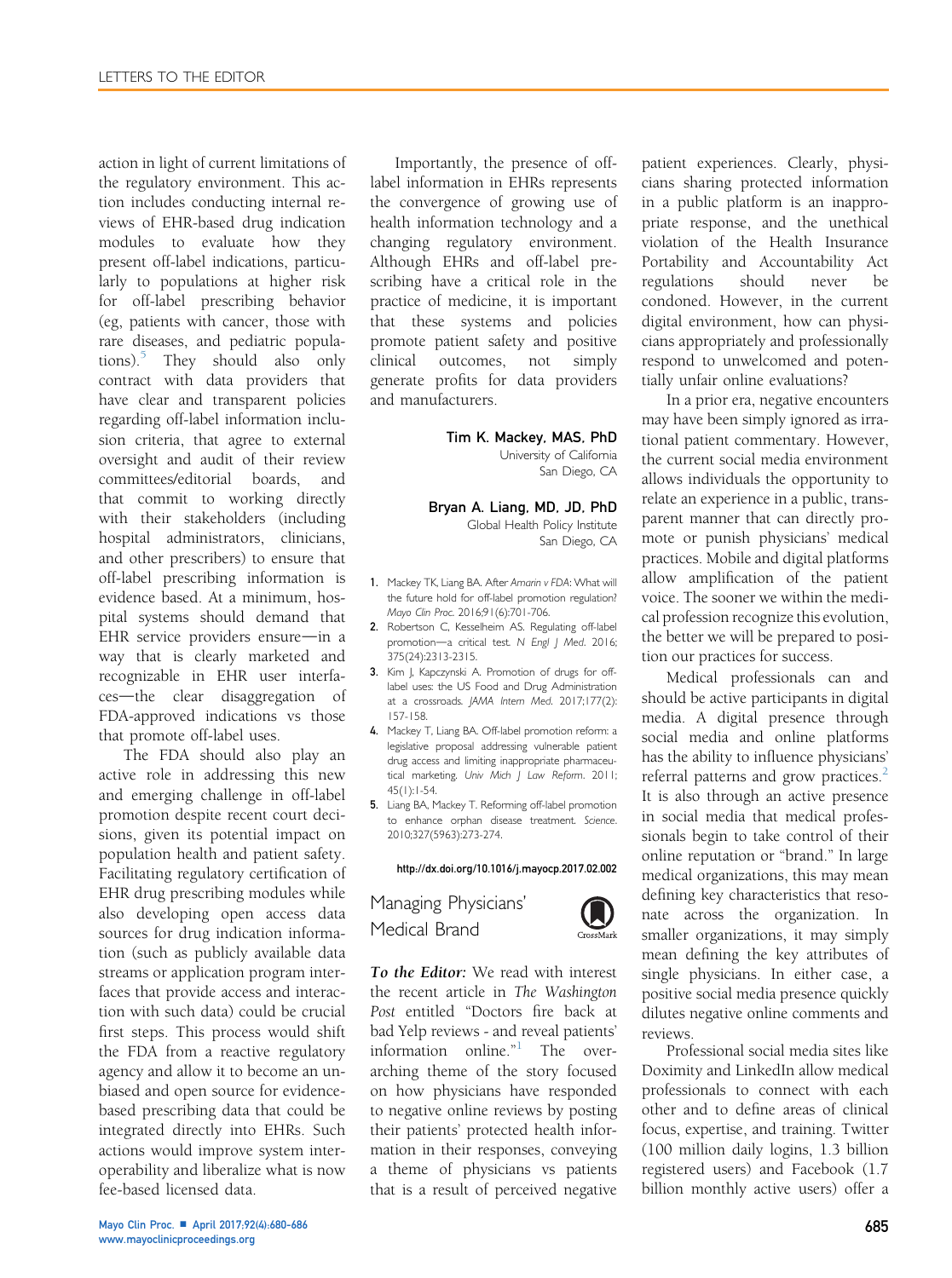action in light of current limitations of the regulatory environment. This action includes conducting internal reviews of EHR-based drug indication modules to evaluate how they present off-label indications, particularly to populations at higher risk for off-label prescribing behavior (eg, patients with cancer, those with rare diseases, and pediatric populations).[5] They should also only contract with data providers that have clear and transparent policies regarding off-label information inclusion criteria, that agree to external oversight and audit of their review committees/editorial boards, and that commit to working directly with their stakeholders (including hospital administrators, clinicians, and other prescribers) to ensure that off-label prescribing information is evidence based. At a minimum, hospital systems should demand that EHR service providers ensure—in a way that is clearly marketed and recognizable in EHR user interfaces—the clear disaggregation of FDA-approved indications vs those that promote off-label uses.

The FDA should also play an active role in addressing this new and emerging challenge in off-label promotion despite recent court decisions, given its potential impact on population health and patient safety. Facilitating regulatory certification of EHR drug prescribing modules while also developing open access data sources for drug indication information (such as publicly available data streams or application program interfaces that provide access and interaction with such data) could be crucial first steps. This process would shift the FDA from a reactive regulatory agency and allow it to become an unbiased and open source for evidence-based prescribing data that could be integrated directly into EHRs. Such actions would improve system interoperability and liberalize what is now fee-based licensed data.

Importantly, the presence of off-label information in EHRs represents the convergence of growing use of health information technology and a changing regulatory environment. Although EHRs and off-label prescribing have a critical role in the practice of medicine, it is important that these systems and policies promote patient safety and positive clinical outcomes, not simply generate profits for data providers and manufacturers.

**Tim K. Mackey, MAS, PhD**
University of California
San Diego, CA

**Bryan A. Liang, MD, JD, PhD**
Global Health Policy Institute
San Diego, CA

1. Mackey TK, Liang BA. After *Amarin v FDA*: What will the future hold for off-label promotion regulation? *Mayo Clin Proc*. 2016;91(6):701-706.
2. Robertson C, Kesselheim AS. Regulating off-label promotion—a critical test. *N Engl J Med*. 2016; 375(24):2313-2315.
3. Kim J, Kapczynski A. Promotion of drugs for off-label uses: the US Food and Drug Administration at a crossroads. *JAMA Intern Med*. 2017;177(2): 157-158.
4. Mackey T, Liang BA. Off-label promotion reform: a legislative proposal addressing vulnerable patient drug access and limiting inappropriate pharmaceutical marketing. *Univ Mich J Law Reform*. 2011; 45(1):1-54.
5. Liang BA, Mackey T. Reforming off-label promotion to enhance orphan disease treatment. *Science*. 2010;327(5963):273-274.

http://dx.doi.org/10.1016/j.mayocp.2017.02.002

## Managing Physicians' Medical Brand

***To the Editor:*** We read with interest the recent article in *The Washington Post* entitled "Doctors fire back at bad Yelp reviews - and reveal patients' information online."[1] The overarching theme of the story focused on how physicians have responded to negative online reviews by posting their patients' protected health information in their responses, conveying a theme of physicians vs patients that is a result of perceived negative patient experiences. Clearly, physicians sharing protected information in a public platform is an inappropriate response, and the unethical violation of the Health Insurance Portability and Accountability Act regulations should never be condoned. However, in the current digital environment, how can physicians appropriately and professionally respond to unwelcomed and potentially unfair online evaluations?

In a prior era, negative encounters may have been simply ignored as irrational patient commentary. However, the current social media environment allows individuals the opportunity to relate an experience in a public, transparent manner that can directly promote or punish physicians' medical practices. Mobile and digital platforms allow amplification of the patient voice. The sooner we within the medical profession recognize this evolution, the better we will be prepared to position our practices for success.

Medical professionals can and should be active participants in digital media. A digital presence through social media and online platforms has the ability to influence physicians' referral patterns and grow practices.[2] It is also through an active presence in social media that medical professionals begin to take control of their online reputation or "brand." In large medical organizations, this may mean defining key characteristics that resonate across the organization. In smaller organizations, it may simply mean defining the key attributes of single physicians. In either case, a positive social media presence quickly dilutes negative online comments and reviews.

Professional social media sites like Doximity and LinkedIn allow medical professionals to connect with each other and to define areas of clinical focus, expertise, and training. Twitter (100 million daily logins, 1.3 billion registered users) and Facebook (1.7 billion monthly active users) offer a